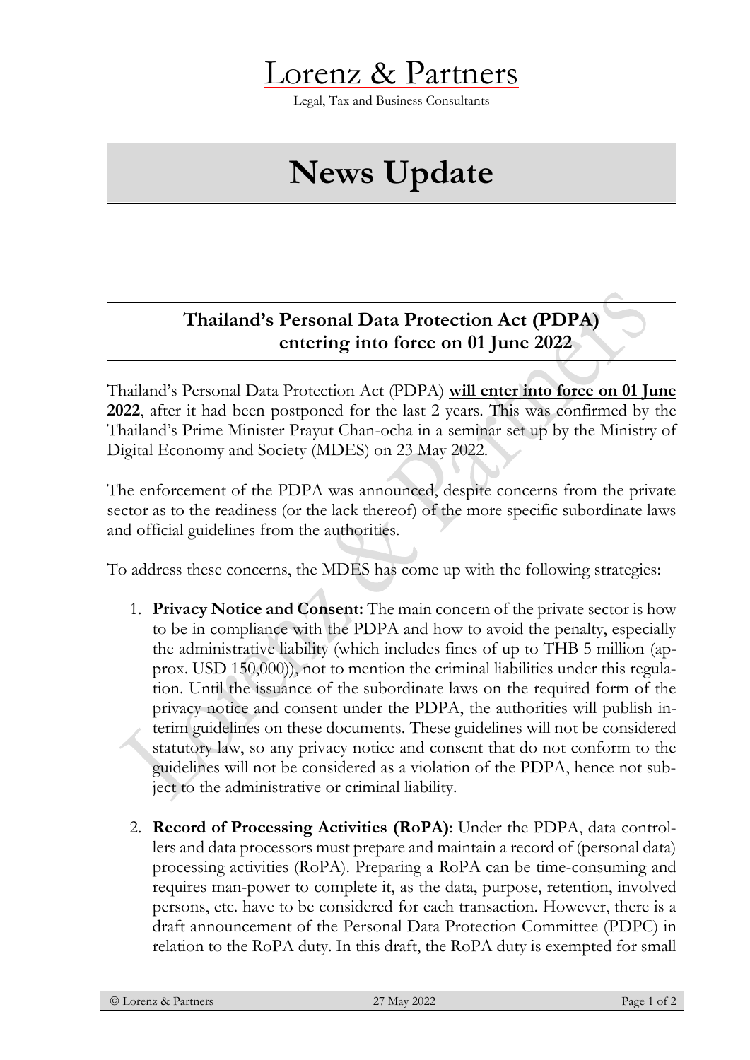# Lorenz & Partners

Legal, Tax and Business Consultants

# News Update

## Thailand's Personal Data Protection Act (PDPA) entering into force on 01 June 2022

Thailand's Personal Data Protection Act (PDPA) **will enter into force on 01 June 2022**, after it had been postponed for the last 2 years. This was confirmed by the Thailand's Prime Minister Prayut Chan-ocha in a seminar set up by the Ministry of Digital Economy and Society (MDES) on 23 May 2022.

The enforcement of the PDPA was announced, despite concerns from the private sector as to the readiness (or the lack thereof) of the more specific subordinate laws and official guidelines from the authorities.

To address these concerns, the MDES has come up with the following strategies:

1. **Privacy Notice and Consent:** The main concern of the private sector is how to be in compliance with the PDPA and how to avoid the penalty, especially the administrative liability (which includes fines of up to THB 5 million (approx. USD 150,000)), not to mention the criminal liabilities under this regulation. Until the issuance of the subordinate laws on the required form of the privacy notice and consent under the PDPA, the authorities will publish interim guidelines on these documents. These guidelines will not be considered statutory law, so any privacy notice and consent that do not conform to the guidelines will not be considered as a violation of the PDPA, hence not subject to the administrative or criminal liability.

2. **Record of Processing Activities (RoPA)**: Under the PDPA, data controllers and data processors must prepare and maintain a record of (personal data) processing activities (RoPA). Preparing a RoPA can be time-consuming and requires man-power to complete it, as the data, purpose, retention, involved persons, etc. have to be considered for each transaction. However, there is a draft announcement of the Personal Data Protection Committee (PDPC) in relation to the RoPA duty. In this draft, the RoPA duty is exempted for small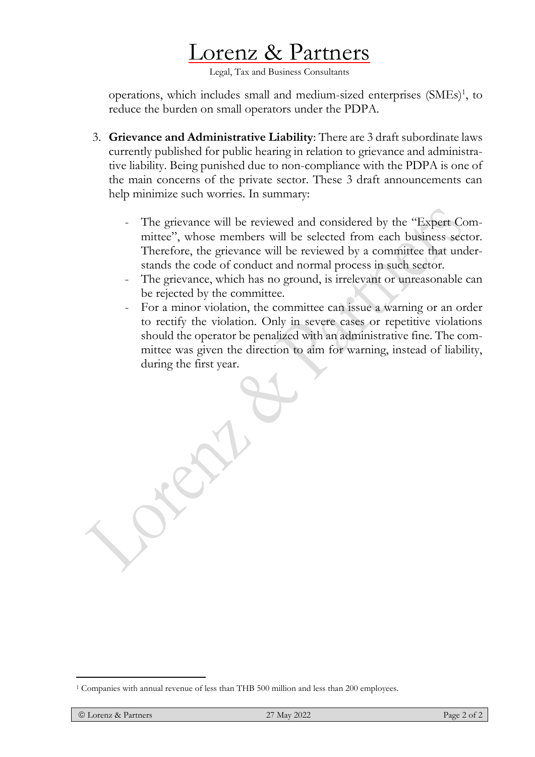operations, which includes small and medium-sized enterprises (SMEs)[1], to reduce the burden on small operators under the PDPA.

3. **Grievance and Administrative Liability**: There are 3 draft subordinate laws currently published for public hearing in relation to grievance and administrative liability. Being punished due to non-compliance with the PDPA is one of the main concerns of the private sector. These 3 draft announcements can help minimize such worries. In summary:

   - The grievance will be reviewed and considered by the "Expert Committee", whose members will be selected from each business sector. Therefore, the grievance will be reviewed by a committee that understands the code of conduct and normal process in such sector.
   - The grievance, which has no ground, is irrelevant or unreasonable can be rejected by the committee.
   - For a minor violation, the committee can issue a warning or an order to rectify the violation. Only in severe cases or repetitive violations should the operator be penalized with an administrative fine. The committee was given the direction to aim for warning, instead of liability, during the first year.

[1] Companies with annual revenue of less than THB 500 million and less than 200 employees.